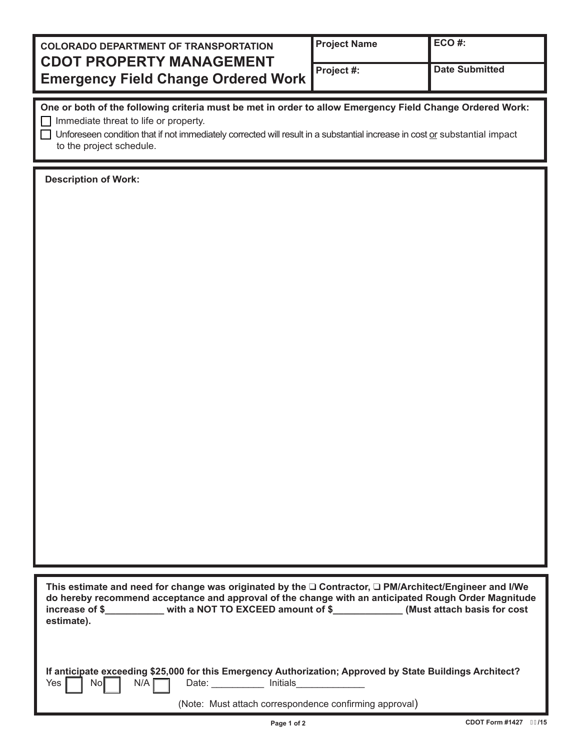| COLORADO DEPARTMENT OF TRANSPORTATION **CDOT PROPERTY MANAGEMENT Emergency Field Change Ordered Work** | **Project Name** | **ECO #:** |
| --- | --- | --- |
| | **Project #:** | **Date Submitted** |

**One or both of the following criteria must be met in order to allow Emergency Field Change Ordered Work:**

☐ Immediate threat to life or property.

☐ Unforeseen condition that if not immediately corrected will result in a substantial increase in cost or substantial impact to the project schedule.

**Description of Work:**

**This estimate and need for change was originated by the ☐ Contractor, ☐ PM/Architect/Engineer and I/We do hereby recommend acceptance and approval of the change with an anticipated Rough Order Magnitude increase of $___________ with a NOT TO EXCEED amount of $_____________ (Must attach basis for cost estimate).**

**If anticipate exceeding $25,000 for this Emergency Authorization; Approved by State Buildings Architect?**

Yes ☐ No ☐ N/A ☐ Date: __________ Initials_____________

(Note: Must attach correspondence confirming approval)

CDOT Form #1427 /15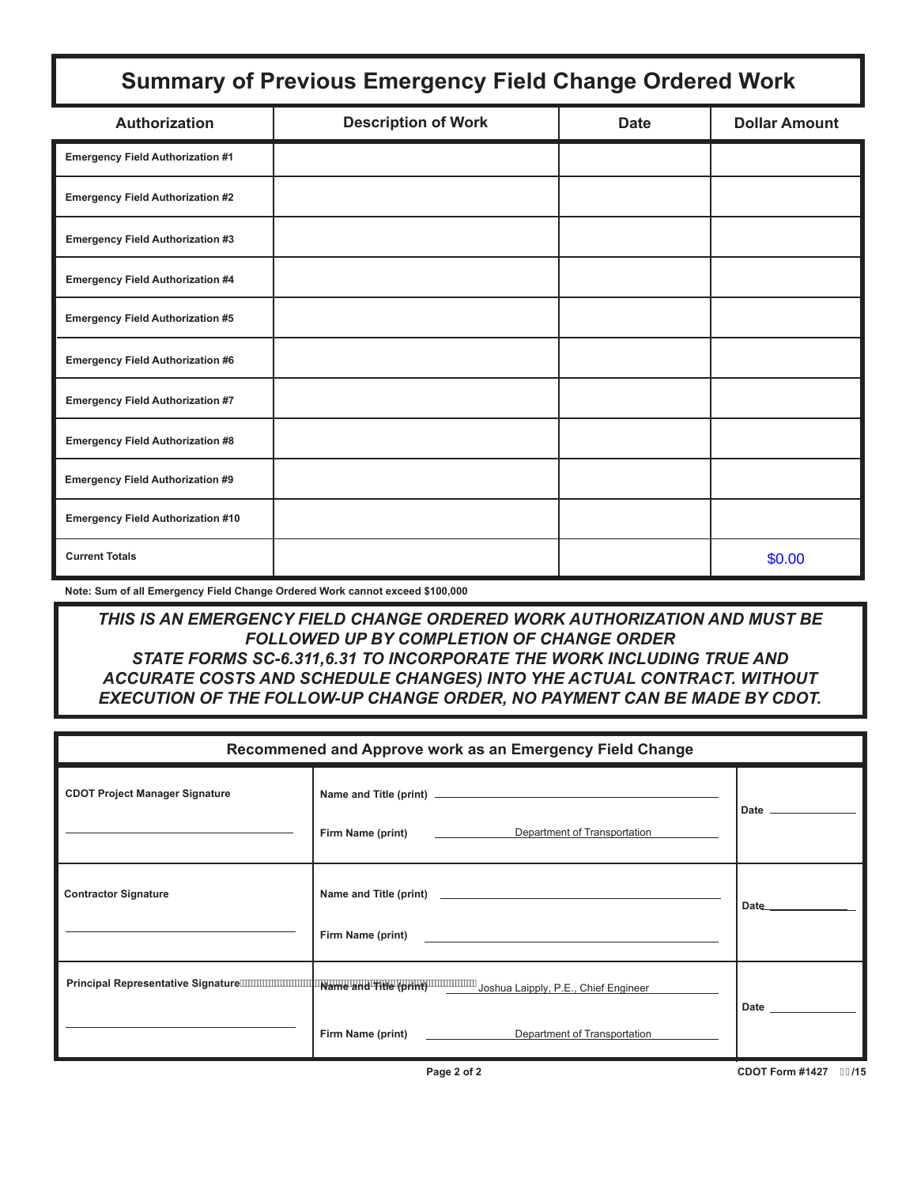# Summary of Previous Emergency Field Change Ordered Work

| Authorization | Description of Work | Date | Dollar Amount |
|---|---|---|---|
| **Emergency Field Authorization #1** | | | |
| **Emergency Field Authorization #2** | | | |
| **Emergency Field Authorization #3** | | | |
| **Emergency Field Authorization #4** | | | |
| **Emergency Field Authorization #5** | | | |
| **Emergency Field Authorization #6** | | | |
| **Emergency Field Authorization #7** | | | |
| **Emergency Field Authorization #8** | | | |
| **Emergency Field Authorization #9** | | | |
| **Emergency Field Authorization #10** | | | |
| **Current Totals** | | | $0.00 |

**Note: Sum of all Emergency Field Change Ordered Work cannot exceed $100,000**

***THIS IS AN EMERGENCY FIELD CHANGE ORDERED WORK AUTHORIZATION AND MUST BE FOLLOWED UP BY COMPLETION OF CHANGE ORDER STATE FORMS SC-6.311,6.31 TO INCORPORATE THE WORK INCLUDING TRUE AND ACCURATE COSTS AND SCHEDULE CHANGES) INTO YHE ACTUAL CONTRACT. WITHOUT EXECUTION OF THE FOLLOW-UP CHANGE ORDER, NO PAYMENT CAN BE MADE BY CDOT.***

| Recommened and Approve work as an Emergency Field Change | | |
|---|---|---|
| **CDOT Project Manager Signature** ______________________ | **Name and Title (print)** ______________________ **Firm Name (print)** Department of Transportation | **Date** __________ |
| **Contractor Signature** ______________________ | **Name and Title (print)** ______________________ **Firm Name (print)** ______________________ | **Date** __________ |
| **Principal Representative Signature** ______________________ | **Name and Title (print)** Joshua Laipply, P.E., Chief Engineer **Firm Name (print)** Department of Transportation | **Date** __________ |

CDOT Form #1427 /15